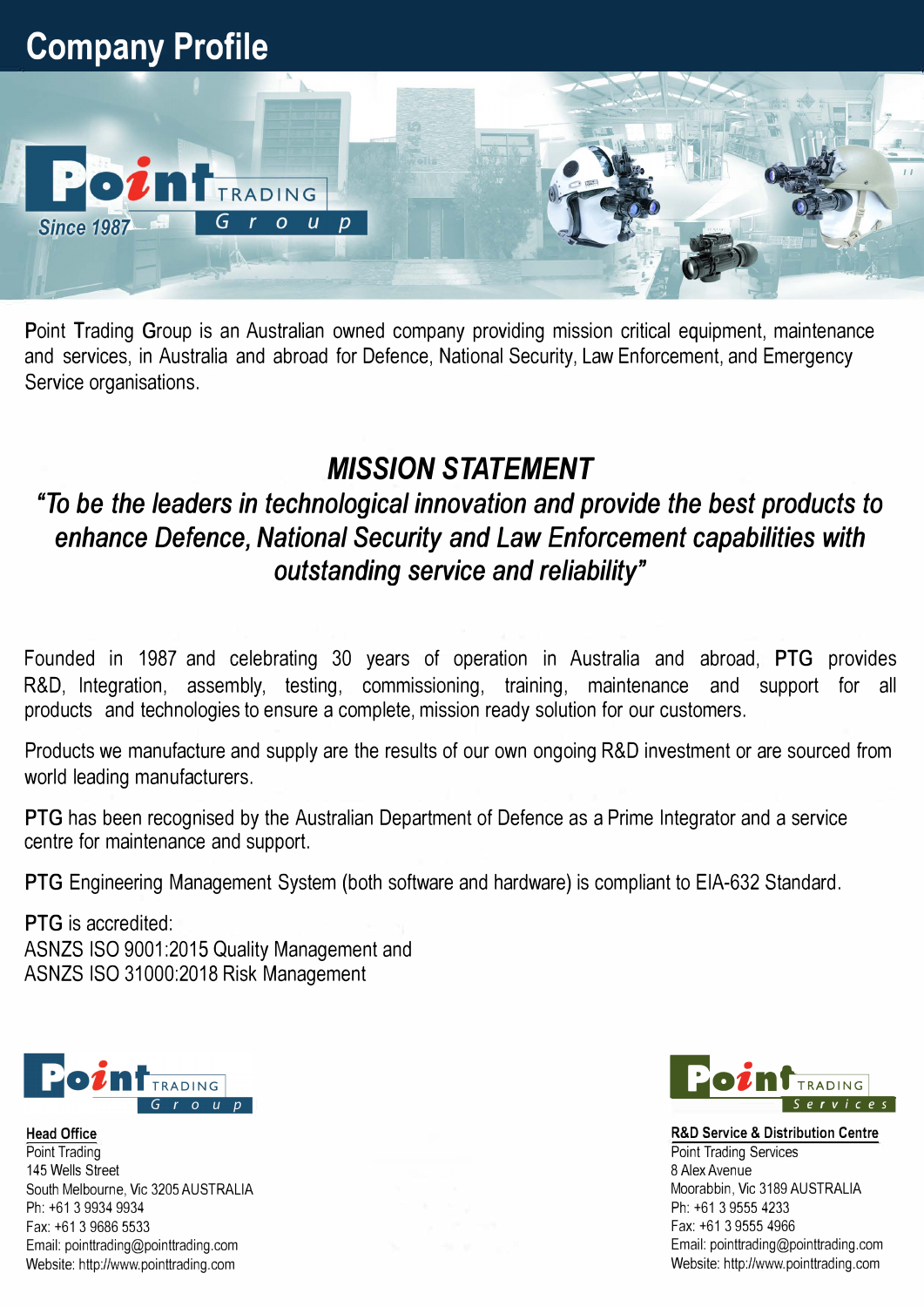# Company Profile

Point Trading Group is an Australian owned company providing mission critical equipment, maintenance and services, in Australia and abroad for Defence, National Security, Law Enforcement, and Emergency Service organisations.

## *MISSION STATEMENT*

***"To be the leaders in technological innovation and provide the best products to enhance Defence, National Security and Law Enforcement capabilities with outstanding service and reliability"***

Founded in 1987 and celebrating 30 years of operation in Australia and abroad, **PTG** provides R&D, Integration, assembly, testing, commissioning, training, maintenance and support for all products and technologies to ensure a complete, mission ready solution for our customers.

Products we manufacture and supply are the results of our own ongoing R&D investment or are sourced from world leading manufacturers.

**PTG** has been recognised by the Australian Department of Defence as a Prime Integrator and a service centre for maintenance and support.

**PTG** Engineering Management System (both software and hardware) is compliant to EIA-632 Standard.

**PTG** is accredited:
ASNZS ISO 9001:2015 Quality Management and
ASNZS ISO 31000:2018 Risk Management

**Head Office**
Point Trading
145 Wells Street
South Melbourne, Vic 3205 AUSTRALIA
Ph: +61 3 9934 9934
Fax: +61 3 9686 5533
Email: pointtrading@pointtrading.com
Website: http://www.pointtrading.com

**R&D Service & Distribution Centre**
Point Trading Services
8 Alex Avenue
Moorabbin, Vic 3189 AUSTRALIA
Ph: +61 3 9555 4233
Fax: +61 3 9555 4966
Email: pointtrading@pointtrading.com
Website: http://www.pointtrading.com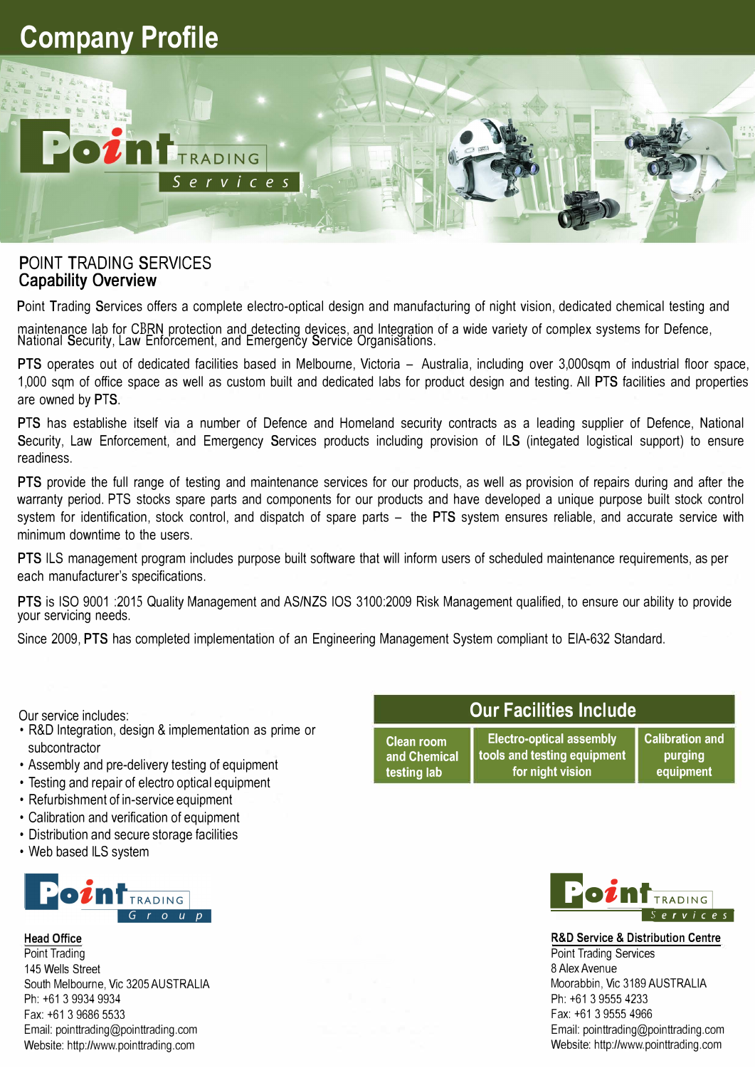# Company Profile

Point TRADING Services

## POINT TRADING SERVICES
## Capability Overview

Point Trading Services offers a complete electro-optical design and manufacturing of night vision, dedicated chemical testing and maintenance lab for CBRN protection and detecting devices, and Integration of a wide variety of complex systems for Defence, National Security, Law Enforcement, and Emergency Service Organisations.

PTS operates out of dedicated facilities based in Melbourne, Victoria – Australia, including over 3,000sqm of industrial floor space, 1,000 sqm of office space as well as custom built and dedicated labs for product design and testing. All PTS facilities and properties are owned by PTS.

PTS has establishe itself via a number of Defence and Homeland security contracts as a leading supplier of Defence, National Security, Law Enforcement, and Emergency Services products including provision of ILS (integated logistical support) to ensure readiness.

PTS provide the full range of testing and maintenance services for our products, as well as provision of repairs during and after the warranty period. PTS stocks spare parts and components for our products and have developed a unique purpose built stock control system for identification, stock control, and dispatch of spare parts – the PTS system ensures reliable, and accurate service with minimum downtime to the users.

PTS ILS management program includes purpose built software that will inform users of scheduled maintenance requirements, as per each manufacturer's specifications.

PTS is ISO 9001 :2015 Quality Management and AS/NZS IOS 3100:2009 Risk Management qualified, to ensure our ability to provide your servicing needs.

Since 2009, PTS has completed implementation of an Engineering Management System compliant to EIA-632 Standard.

Our service includes:

- R&D Integration, design & implementation as prime or subcontractor
- Assembly and pre-delivery testing of equipment
- Testing and repair of electro optical equipment
- Refurbishment of in-service equipment
- Calibration and verification of equipment
- Distribution and secure storage facilities
- Web based ILS system

### Our Facilities Include

| Clean room and Chemical testing lab | Electro-optical assembly tools and testing equipment for night vision | Calibration and purging equipment |
|---|---|---|

Point TRADING Group

**Head Office**
Point Trading
145 Wells Street
South Melbourne, Vic 3205 AUSTRALIA
Ph: +61 3 9934 9934
Fax: +61 3 9686 5533
Email: pointtrading@pointtrading.com
Website: http://www.pointtrading.com

Point TRADING Services

**R&D Service & Distribution Centre**
Point Trading Services
8 Alex Avenue
Moorabbin, Vic 3189 AUSTRALIA
Ph: +61 3 9555 4233
Fax: +61 3 9555 4966
Email: pointtrading@pointtrading.com
Website: http://www.pointtrading.com